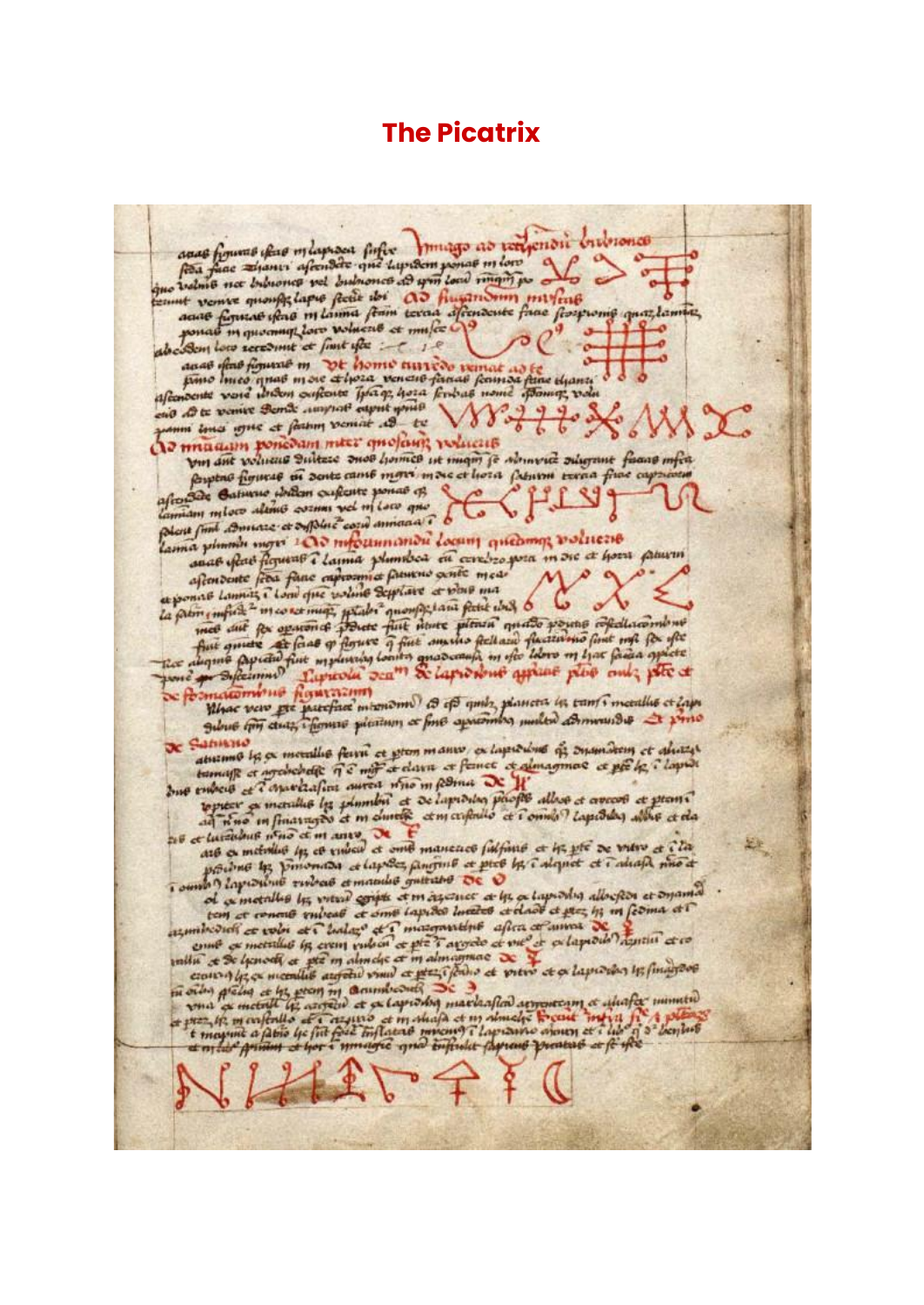# The Picatrix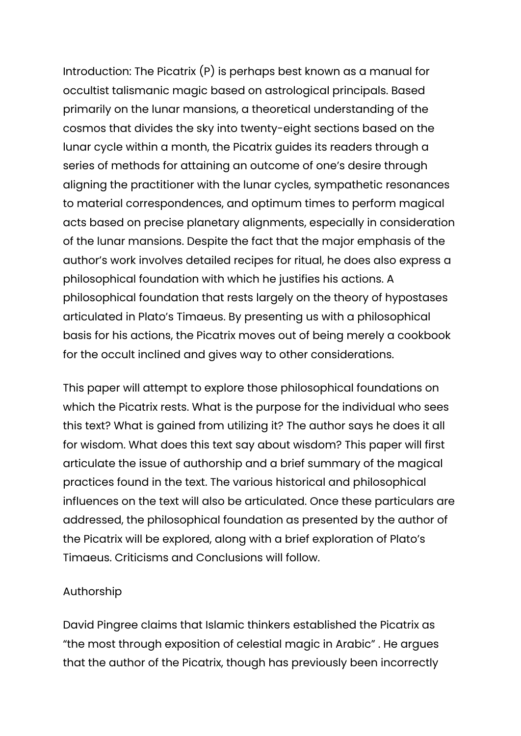Introduction: The Picatrix (P) is perhaps best known as a manual for occultist talismanic magic based on astrological principals. Based primarily on the lunar mansions, a theoretical understanding of the cosmos that divides the sky into twenty-eight sections based on the lunar cycle within a month, the Picatrix guides its readers through a series of methods for attaining an outcome of one's desire through aligning the practitioner with the lunar cycles, sympathetic resonances to material correspondences, and optimum times to perform magical acts based on precise planetary alignments, especially in consideration of the lunar mansions. Despite the fact that the major emphasis of the author's work involves detailed recipes for ritual, he does also express a philosophical foundation with which he justifies his actions. A philosophical foundation that rests largely on the theory of hypostases articulated in Plato's Timaeus. By presenting us with a philosophical basis for his actions, the Picatrix moves out of being merely a cookbook for the occult inclined and gives way to other considerations.

This paper will attempt to explore those philosophical foundations on which the Picatrix rests. What is the purpose for the individual who sees this text? What is gained from utilizing it? The author says he does it all for wisdom. What does this text say about wisdom? This paper will first articulate the issue of authorship and a brief summary of the magical practices found in the text. The various historical and philosophical influences on the text will also be articulated. Once these particulars are addressed, the philosophical foundation as presented by the author of the Picatrix will be explored, along with a brief exploration of Plato's Timaeus. Criticisms and Conclusions will follow.

## Authorship

David Pingree claims that Islamic thinkers established the Picatrix as "the most through exposition of celestial magic in Arabic" . He argues that the author of the Picatrix, though has previously been incorrectly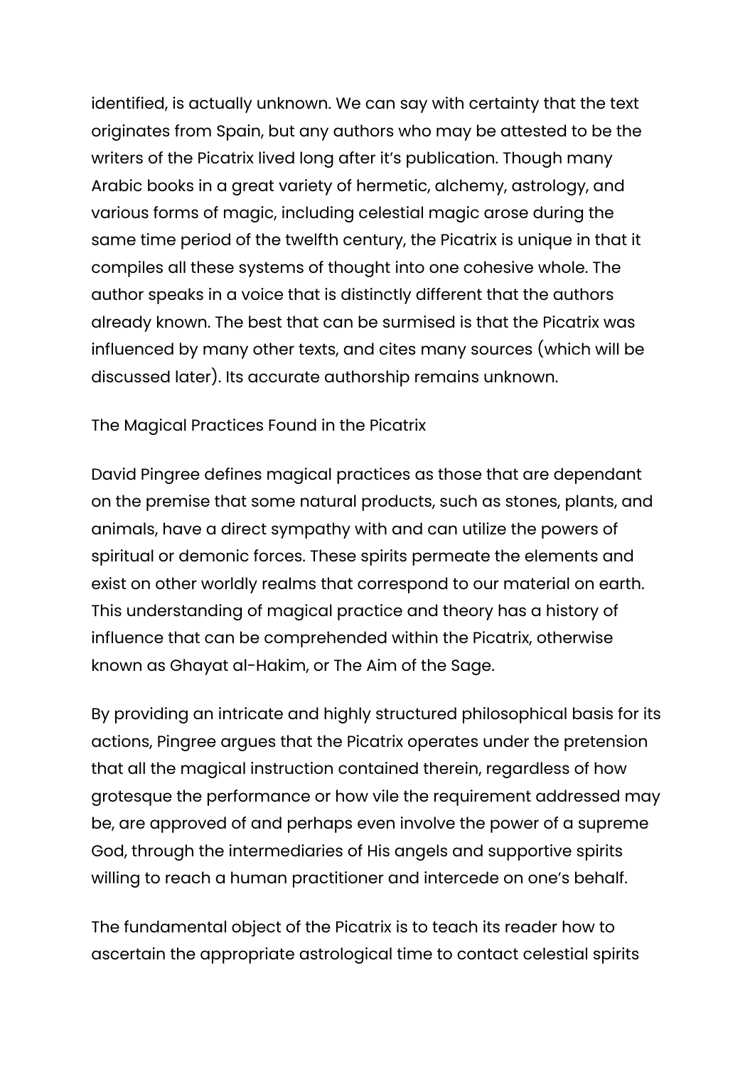identified, is actually unknown. We can say with certainty that the text originates from Spain, but any authors who may be attested to be the writers of the Picatrix lived long after it's publication. Though many Arabic books in a great variety of hermetic, alchemy, astrology, and various forms of magic, including celestial magic arose during the same time period of the twelfth century, the Picatrix is unique in that it compiles all these systems of thought into one cohesive whole. The author speaks in a voice that is distinctly different that the authors already known. The best that can be surmised is that the Picatrix was influenced by many other texts, and cites many sources (which will be discussed later). Its accurate authorship remains unknown.

## The Magical Practices Found in the Picatrix

David Pingree defines magical practices as those that are dependant on the premise that some natural products, such as stones, plants, and animals, have a direct sympathy with and can utilize the powers of spiritual or demonic forces. These spirits permeate the elements and exist on other worldly realms that correspond to our material on earth. This understanding of magical practice and theory has a history of influence that can be comprehended within the Picatrix, otherwise known as Ghayat al-Hakim, or The Aim of the Sage.

By providing an intricate and highly structured philosophical basis for its actions, Pingree argues that the Picatrix operates under the pretension that all the magical instruction contained therein, regardless of how grotesque the performance or how vile the requirement addressed may be, are approved of and perhaps even involve the power of a supreme God, through the intermediaries of His angels and supportive spirits willing to reach a human practitioner and intercede on one's behalf.

The fundamental object of the Picatrix is to teach its reader how to ascertain the appropriate astrological time to contact celestial spirits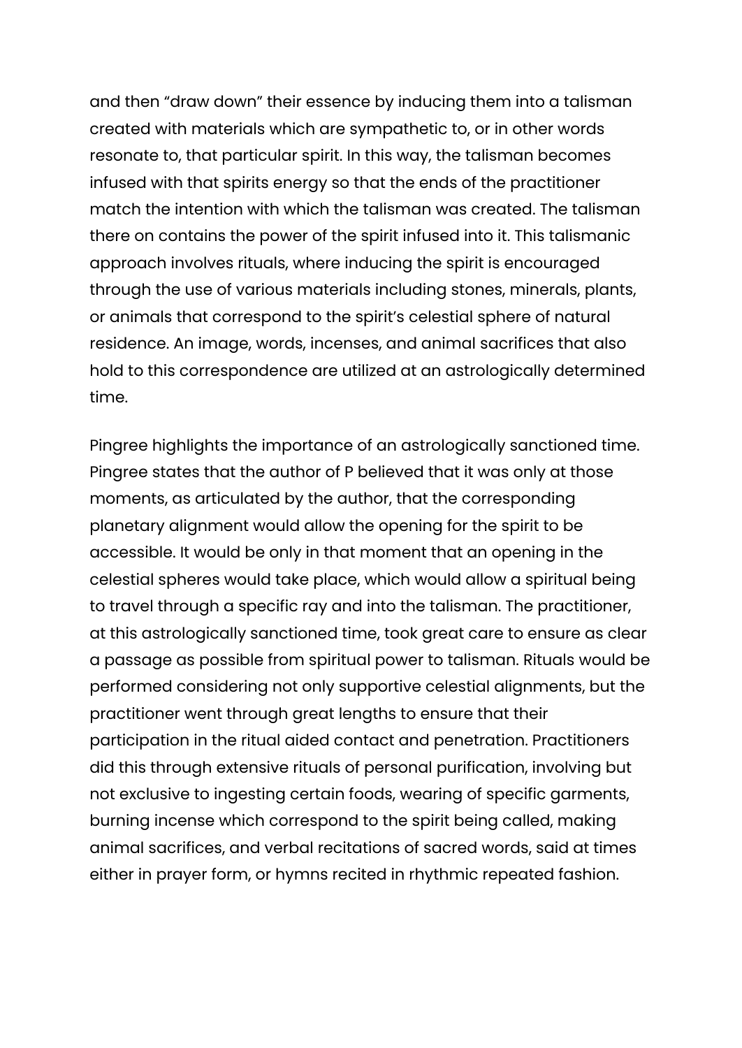and then “draw down” their essence by inducing them into a talisman created with materials which are sympathetic to, or in other words resonate to, that particular spirit. In this way, the talisman becomes infused with that spirits energy so that the ends of the practitioner match the intention with which the talisman was created. The talisman there on contains the power of the spirit infused into it. This talismanic approach involves rituals, where inducing the spirit is encouraged through the use of various materials including stones, minerals, plants, or animals that correspond to the spirit’s celestial sphere of natural residence. An image, words, incenses, and animal sacrifices that also hold to this correspondence are utilized at an astrologically determined time.

Pingree highlights the importance of an astrologically sanctioned time. Pingree states that the author of P believed that it was only at those moments, as articulated by the author, that the corresponding planetary alignment would allow the opening for the spirit to be accessible. It would be only in that moment that an opening in the celestial spheres would take place, which would allow a spiritual being to travel through a specific ray and into the talisman. The practitioner, at this astrologically sanctioned time, took great care to ensure as clear a passage as possible from spiritual power to talisman. Rituals would be performed considering not only supportive celestial alignments, but the practitioner went through great lengths to ensure that their participation in the ritual aided contact and penetration. Practitioners did this through extensive rituals of personal purification, involving but not exclusive to ingesting certain foods, wearing of specific garments, burning incense which correspond to the spirit being called, making animal sacrifices, and verbal recitations of sacred words, said at times either in prayer form, or hymns recited in rhythmic repeated fashion.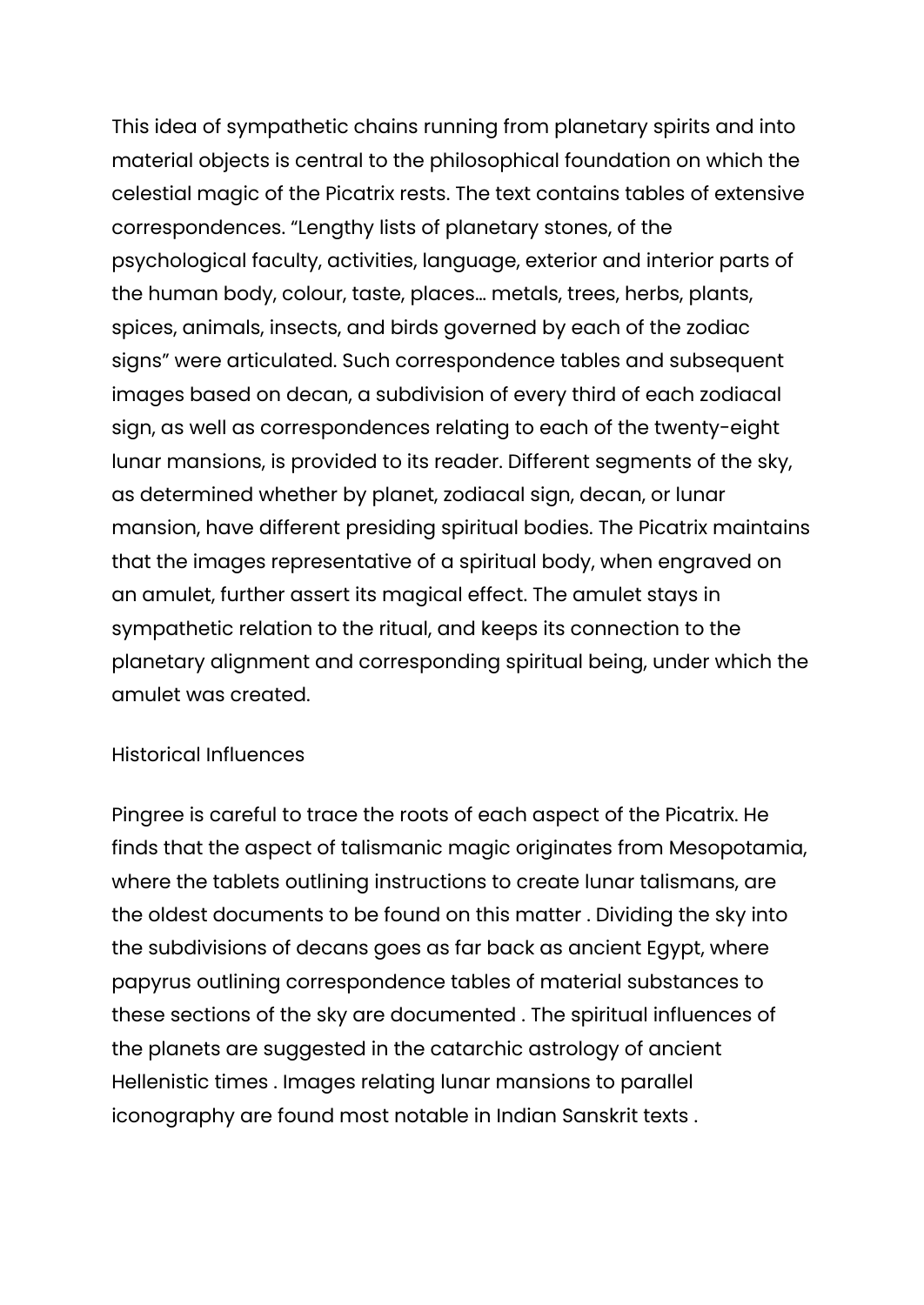This idea of sympathetic chains running from planetary spirits and into material objects is central to the philosophical foundation on which the celestial magic of the Picatrix rests. The text contains tables of extensive correspondences. "Lengthy lists of planetary stones, of the psychological faculty, activities, language, exterior and interior parts of the human body, colour, taste, places… metals, trees, herbs, plants, spices, animals, insects, and birds governed by each of the zodiac signs" were articulated. Such correspondence tables and subsequent images based on decan, a subdivision of every third of each zodiacal sign, as well as correspondences relating to each of the twenty-eight lunar mansions, is provided to its reader. Different segments of the sky, as determined whether by planet, zodiacal sign, decan, or lunar mansion, have different presiding spiritual bodies. The Picatrix maintains that the images representative of a spiritual body, when engraved on an amulet, further assert its magical effect. The amulet stays in sympathetic relation to the ritual, and keeps its connection to the planetary alignment and corresponding spiritual being, under which the amulet was created.

## Historical Influences

Pingree is careful to trace the roots of each aspect of the Picatrix. He finds that the aspect of talismanic magic originates from Mesopotamia, where the tablets outlining instructions to create lunar talismans, are the oldest documents to be found on this matter . Dividing the sky into the subdivisions of decans goes as far back as ancient Egypt, where papyrus outlining correspondence tables of material substances to these sections of the sky are documented . The spiritual influences of the planets are suggested in the catarchic astrology of ancient Hellenistic times . Images relating lunar mansions to parallel iconography are found most notable in Indian Sanskrit texts .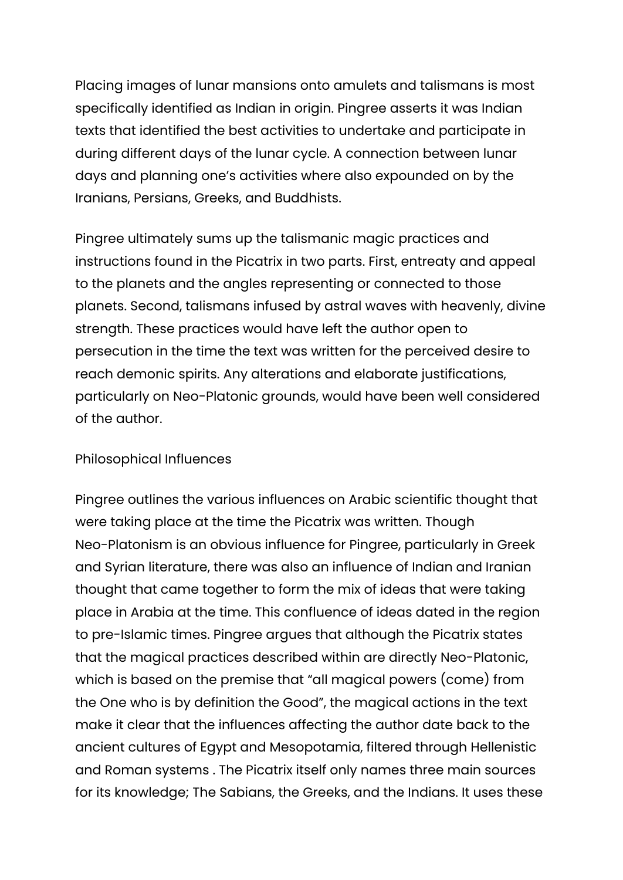Placing images of lunar mansions onto amulets and talismans is most specifically identified as Indian in origin. Pingree asserts it was Indian texts that identified the best activities to undertake and participate in during different days of the lunar cycle. A connection between lunar days and planning one's activities where also expounded on by the Iranians, Persians, Greeks, and Buddhists.

Pingree ultimately sums up the talismanic magic practices and instructions found in the Picatrix in two parts. First, entreaty and appeal to the planets and the angles representing or connected to those planets. Second, talismans infused by astral waves with heavenly, divine strength. These practices would have left the author open to persecution in the time the text was written for the perceived desire to reach demonic spirits. Any alterations and elaborate justifications, particularly on Neo-Platonic grounds, would have been well considered of the author.

## Philosophical Influences

Pingree outlines the various influences on Arabic scientific thought that were taking place at the time the Picatrix was written. Though Neo-Platonism is an obvious influence for Pingree, particularly in Greek and Syrian literature, there was also an influence of Indian and Iranian thought that came together to form the mix of ideas that were taking place in Arabia at the time. This confluence of ideas dated in the region to pre-Islamic times. Pingree argues that although the Picatrix states that the magical practices described within are directly Neo-Platonic, which is based on the premise that "all magical powers (come) from the One who is by definition the Good", the magical actions in the text make it clear that the influences affecting the author date back to the ancient cultures of Egypt and Mesopotamia, filtered through Hellenistic and Roman systems . The Picatrix itself only names three main sources for its knowledge; The Sabians, the Greeks, and the Indians. It uses these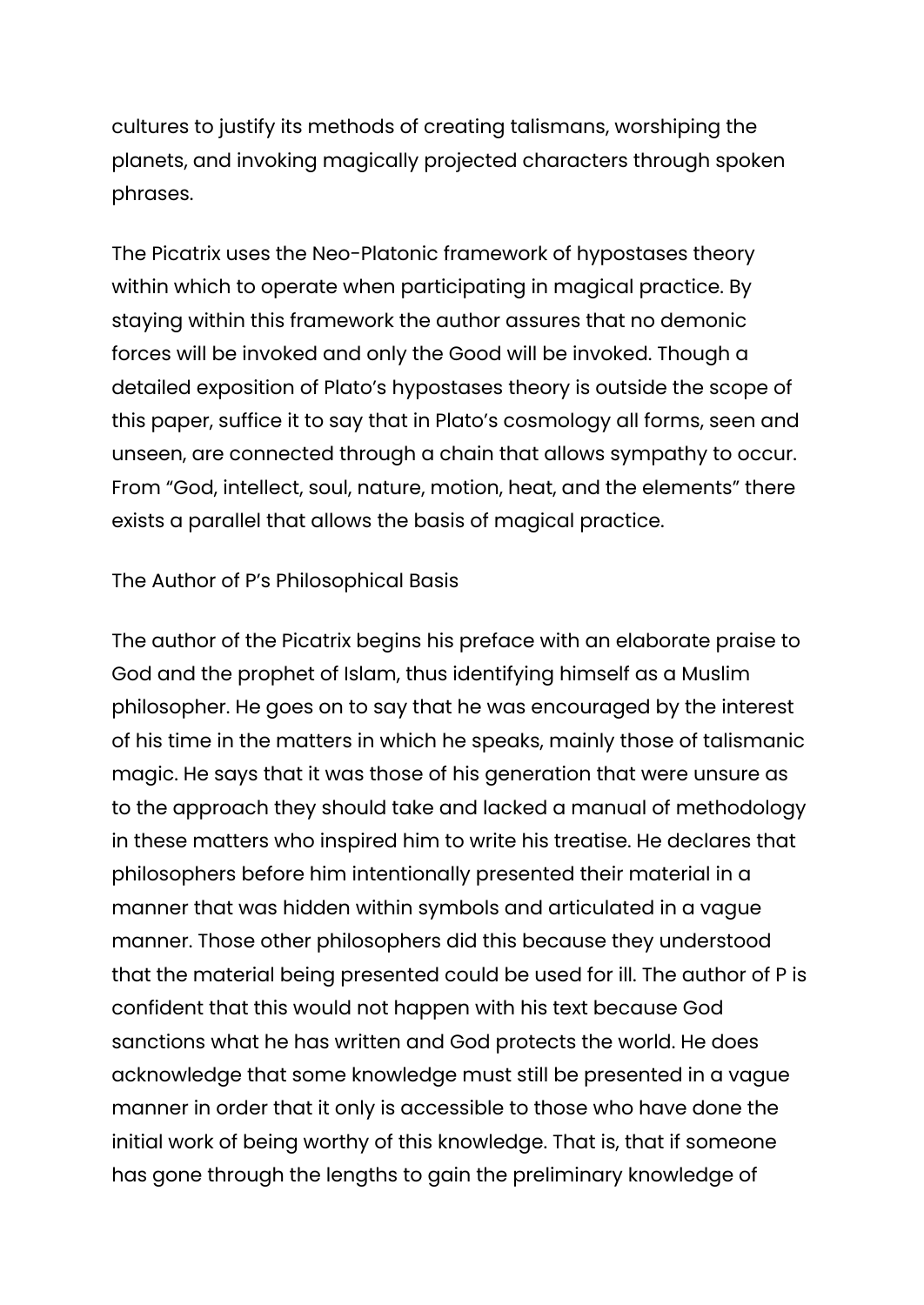cultures to justify its methods of creating talismans, worshiping the planets, and invoking magically projected characters through spoken phrases.

The Picatrix uses the Neo-Platonic framework of hypostases theory within which to operate when participating in magical practice. By staying within this framework the author assures that no demonic forces will be invoked and only the Good will be invoked. Though a detailed exposition of Plato's hypostases theory is outside the scope of this paper, suffice it to say that in Plato's cosmology all forms, seen and unseen, are connected through a chain that allows sympathy to occur. From "God, intellect, soul, nature, motion, heat, and the elements" there exists a parallel that allows the basis of magical practice.

## The Author of P's Philosophical Basis

The author of the Picatrix begins his preface with an elaborate praise to God and the prophet of Islam, thus identifying himself as a Muslim philosopher. He goes on to say that he was encouraged by the interest of his time in the matters in which he speaks, mainly those of talismanic magic. He says that it was those of his generation that were unsure as to the approach they should take and lacked a manual of methodology in these matters who inspired him to write his treatise. He declares that philosophers before him intentionally presented their material in a manner that was hidden within symbols and articulated in a vague manner. Those other philosophers did this because they understood that the material being presented could be used for ill. The author of P is confident that this would not happen with his text because God sanctions what he has written and God protects the world. He does acknowledge that some knowledge must still be presented in a vague manner in order that it only is accessible to those who have done the initial work of being worthy of this knowledge. That is, that if someone has gone through the lengths to gain the preliminary knowledge of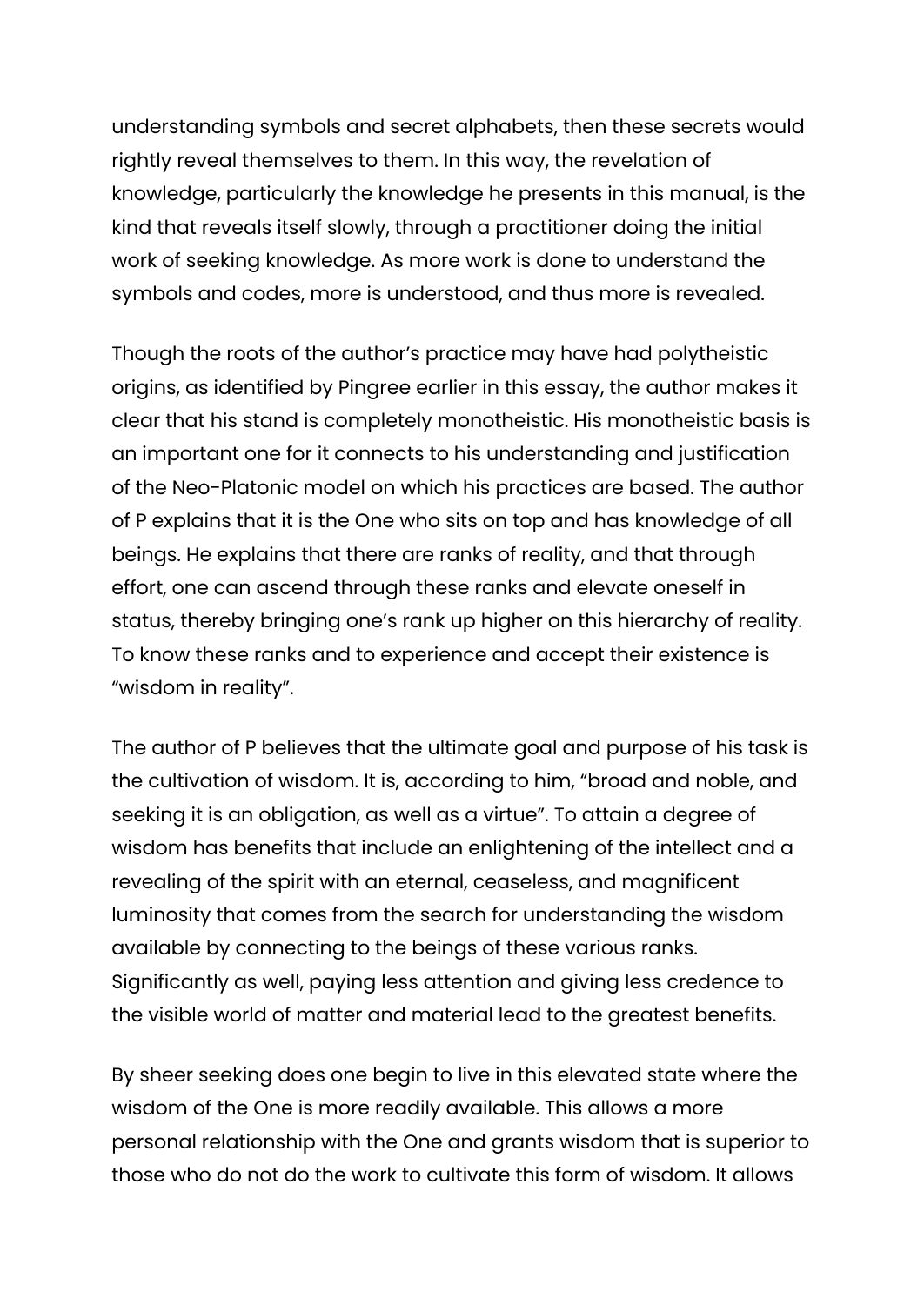understanding symbols and secret alphabets, then these secrets would rightly reveal themselves to them. In this way, the revelation of knowledge, particularly the knowledge he presents in this manual, is the kind that reveals itself slowly, through a practitioner doing the initial work of seeking knowledge. As more work is done to understand the symbols and codes, more is understood, and thus more is revealed.

Though the roots of the author's practice may have had polytheistic origins, as identified by Pingree earlier in this essay, the author makes it clear that his stand is completely monotheistic. His monotheistic basis is an important one for it connects to his understanding and justification of the Neo-Platonic model on which his practices are based. The author of P explains that it is the One who sits on top and has knowledge of all beings. He explains that there are ranks of reality, and that through effort, one can ascend through these ranks and elevate oneself in status, thereby bringing one's rank up higher on this hierarchy of reality. To know these ranks and to experience and accept their existence is "wisdom in reality".

The author of P believes that the ultimate goal and purpose of his task is the cultivation of wisdom. It is, according to him, "broad and noble, and seeking it is an obligation, as well as a virtue". To attain a degree of wisdom has benefits that include an enlightening of the intellect and a revealing of the spirit with an eternal, ceaseless, and magnificent luminosity that comes from the search for understanding the wisdom available by connecting to the beings of these various ranks. Significantly as well, paying less attention and giving less credence to the visible world of matter and material lead to the greatest benefits.

By sheer seeking does one begin to live in this elevated state where the wisdom of the One is more readily available. This allows a more personal relationship with the One and grants wisdom that is superior to those who do not do the work to cultivate this form of wisdom. It allows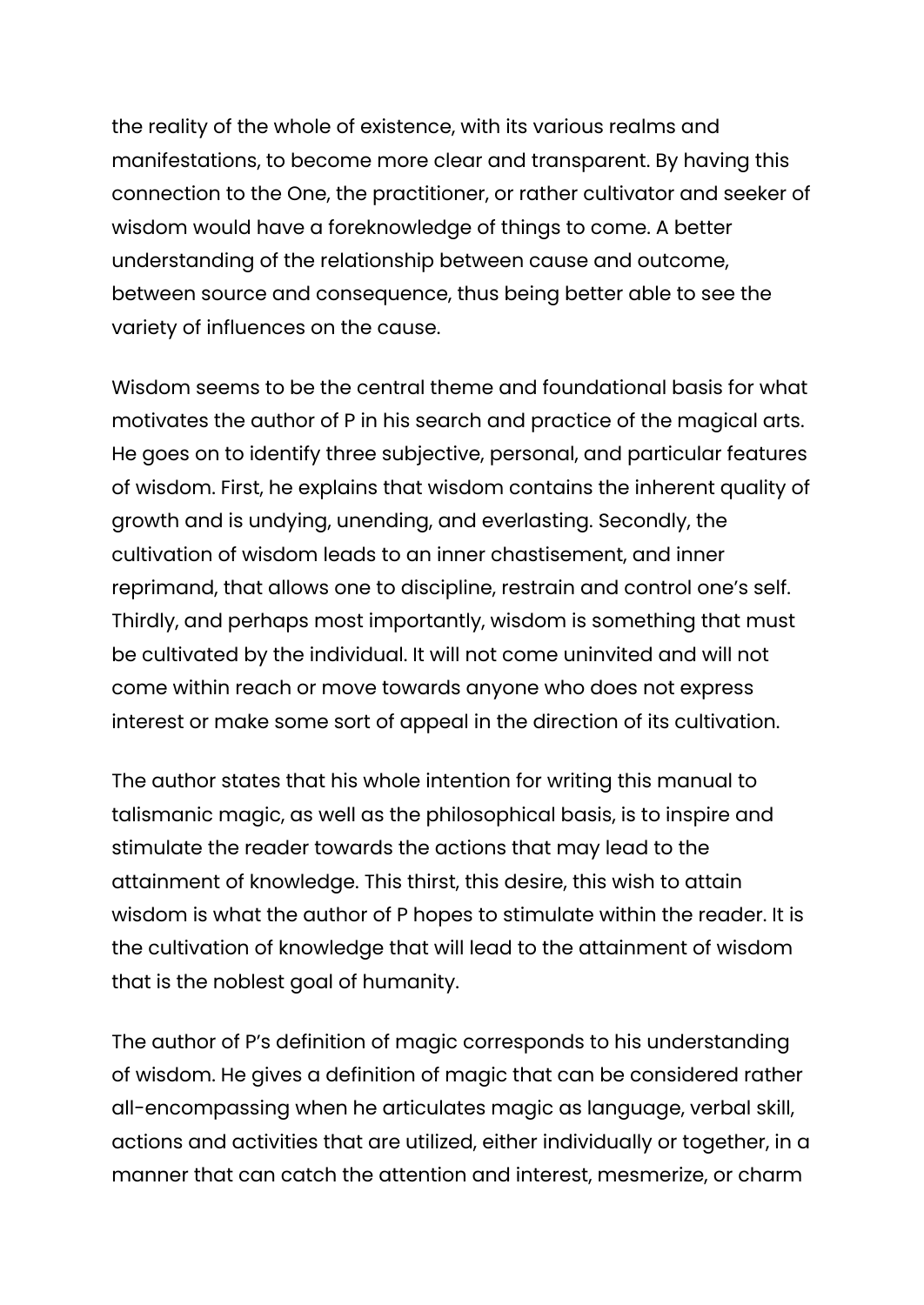the reality of the whole of existence, with its various realms and manifestations, to become more clear and transparent. By having this connection to the One, the practitioner, or rather cultivator and seeker of wisdom would have a foreknowledge of things to come. A better understanding of the relationship between cause and outcome, between source and consequence, thus being better able to see the variety of influences on the cause.

Wisdom seems to be the central theme and foundational basis for what motivates the author of P in his search and practice of the magical arts. He goes on to identify three subjective, personal, and particular features of wisdom. First, he explains that wisdom contains the inherent quality of growth and is undying, unending, and everlasting. Secondly, the cultivation of wisdom leads to an inner chastisement, and inner reprimand, that allows one to discipline, restrain and control one's self. Thirdly, and perhaps most importantly, wisdom is something that must be cultivated by the individual. It will not come uninvited and will not come within reach or move towards anyone who does not express interest or make some sort of appeal in the direction of its cultivation.

The author states that his whole intention for writing this manual to talismanic magic, as well as the philosophical basis, is to inspire and stimulate the reader towards the actions that may lead to the attainment of knowledge. This thirst, this desire, this wish to attain wisdom is what the author of P hopes to stimulate within the reader. It is the cultivation of knowledge that will lead to the attainment of wisdom that is the noblest goal of humanity.

The author of P's definition of magic corresponds to his understanding of wisdom. He gives a definition of magic that can be considered rather all-encompassing when he articulates magic as language, verbal skill, actions and activities that are utilized, either individually or together, in a manner that can catch the attention and interest, mesmerize, or charm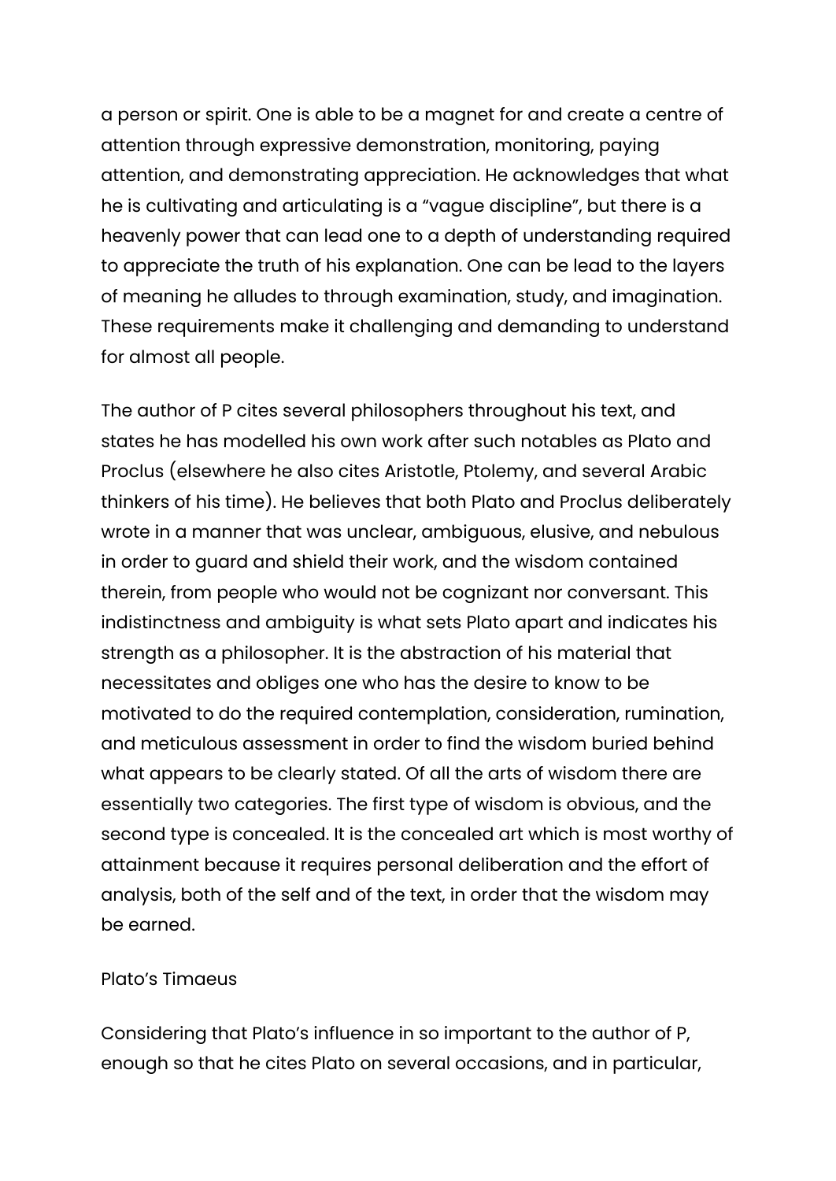a person or spirit. One is able to be a magnet for and create a centre of attention through expressive demonstration, monitoring, paying attention, and demonstrating appreciation. He acknowledges that what he is cultivating and articulating is a "vague discipline", but there is a heavenly power that can lead one to a depth of understanding required to appreciate the truth of his explanation. One can be lead to the layers of meaning he alludes to through examination, study, and imagination. These requirements make it challenging and demanding to understand for almost all people.

The author of P cites several philosophers throughout his text, and states he has modelled his own work after such notables as Plato and Proclus (elsewhere he also cites Aristotle, Ptolemy, and several Arabic thinkers of his time). He believes that both Plato and Proclus deliberately wrote in a manner that was unclear, ambiguous, elusive, and nebulous in order to guard and shield their work, and the wisdom contained therein, from people who would not be cognizant nor conversant. This indistinctness and ambiguity is what sets Plato apart and indicates his strength as a philosopher. It is the abstraction of his material that necessitates and obliges one who has the desire to know to be motivated to do the required contemplation, consideration, rumination, and meticulous assessment in order to find the wisdom buried behind what appears to be clearly stated. Of all the arts of wisdom there are essentially two categories. The first type of wisdom is obvious, and the second type is concealed. It is the concealed art which is most worthy of attainment because it requires personal deliberation and the effort of analysis, both of the self and of the text, in order that the wisdom may be earned.

## Plato's Timaeus

Considering that Plato's influence in so important to the author of P, enough so that he cites Plato on several occasions, and in particular,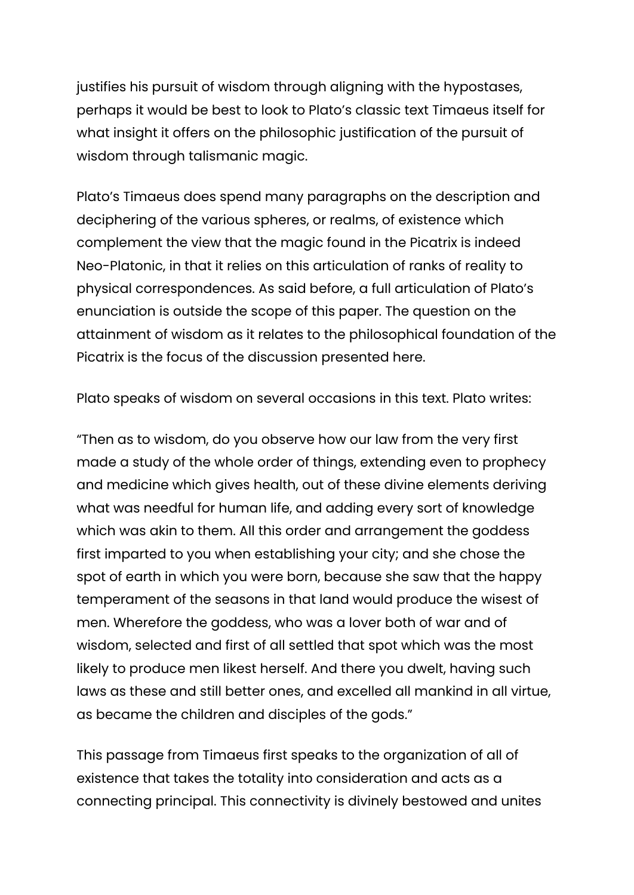justifies his pursuit of wisdom through aligning with the hypostases, perhaps it would be best to look to Plato's classic text Timaeus itself for what insight it offers on the philosophic justification of the pursuit of wisdom through talismanic magic.

Plato's Timaeus does spend many paragraphs on the description and deciphering of the various spheres, or realms, of existence which complement the view that the magic found in the Picatrix is indeed Neo-Platonic, in that it relies on this articulation of ranks of reality to physical correspondences. As said before, a full articulation of Plato's enunciation is outside the scope of this paper. The question on the attainment of wisdom as it relates to the philosophical foundation of the Picatrix is the focus of the discussion presented here.

Plato speaks of wisdom on several occasions in this text. Plato writes:

"Then as to wisdom, do you observe how our law from the very first made a study of the whole order of things, extending even to prophecy and medicine which gives health, out of these divine elements deriving what was needful for human life, and adding every sort of knowledge which was akin to them. All this order and arrangement the goddess first imparted to you when establishing your city; and she chose the spot of earth in which you were born, because she saw that the happy temperament of the seasons in that land would produce the wisest of men. Wherefore the goddess, who was a lover both of war and of wisdom, selected and first of all settled that spot which was the most likely to produce men likest herself. And there you dwelt, having such laws as these and still better ones, and excelled all mankind in all virtue, as became the children and disciples of the gods."

This passage from Timaeus first speaks to the organization of all of existence that takes the totality into consideration and acts as a connecting principal. This connectivity is divinely bestowed and unites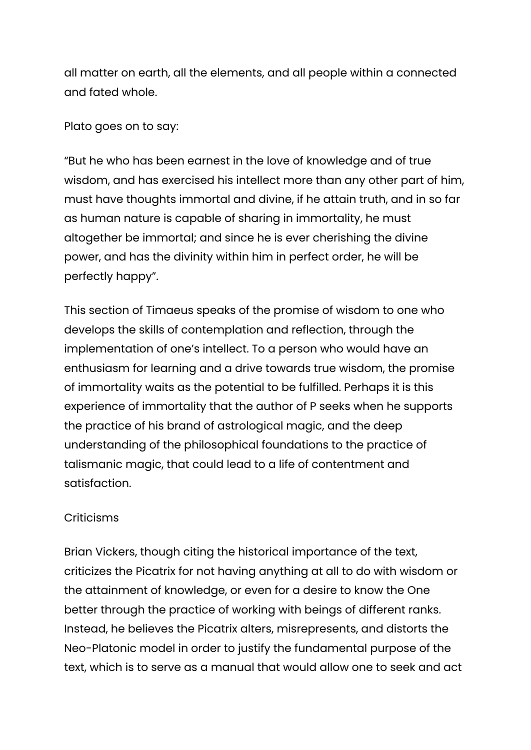all matter on earth, all the elements, and all people within a connected and fated whole.

Plato goes on to say:

"But he who has been earnest in the love of knowledge and of true wisdom, and has exercised his intellect more than any other part of him, must have thoughts immortal and divine, if he attain truth, and in so far as human nature is capable of sharing in immortality, he must altogether be immortal; and since he is ever cherishing the divine power, and has the divinity within him in perfect order, he will be perfectly happy".

This section of Timaeus speaks of the promise of wisdom to one who develops the skills of contemplation and reflection, through the implementation of one's intellect. To a person who would have an enthusiasm for learning and a drive towards true wisdom, the promise of immortality waits as the potential to be fulfilled. Perhaps it is this experience of immortality that the author of P seeks when he supports the practice of his brand of astrological magic, and the deep understanding of the philosophical foundations to the practice of talismanic magic, that could lead to a life of contentment and satisfaction.

## Criticisms

Brian Vickers, though citing the historical importance of the text, criticizes the Picatrix for not having anything at all to do with wisdom or the attainment of knowledge, or even for a desire to know the One better through the practice of working with beings of different ranks. Instead, he believes the Picatrix alters, misrepresents, and distorts the Neo-Platonic model in order to justify the fundamental purpose of the text, which is to serve as a manual that would allow one to seek and act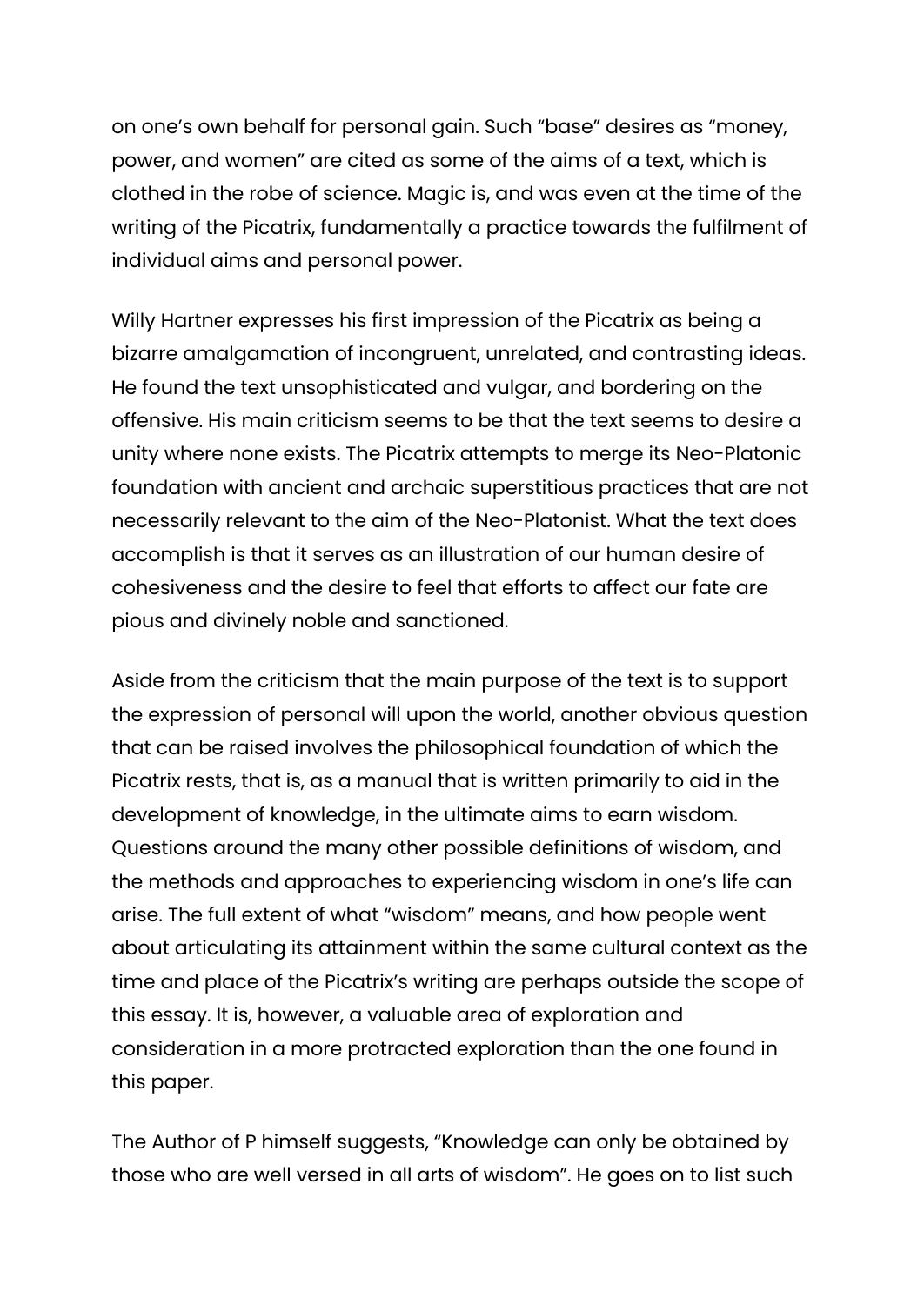on one's own behalf for personal gain. Such "base" desires as "money, power, and women" are cited as some of the aims of a text, which is clothed in the robe of science. Magic is, and was even at the time of the writing of the Picatrix, fundamentally a practice towards the fulfilment of individual aims and personal power.

Willy Hartner expresses his first impression of the Picatrix as being a bizarre amalgamation of incongruent, unrelated, and contrasting ideas. He found the text unsophisticated and vulgar, and bordering on the offensive. His main criticism seems to be that the text seems to desire a unity where none exists. The Picatrix attempts to merge its Neo-Platonic foundation with ancient and archaic superstitious practices that are not necessarily relevant to the aim of the Neo-Platonist. What the text does accomplish is that it serves as an illustration of our human desire of cohesiveness and the desire to feel that efforts to affect our fate are pious and divinely noble and sanctioned.

Aside from the criticism that the main purpose of the text is to support the expression of personal will upon the world, another obvious question that can be raised involves the philosophical foundation of which the Picatrix rests, that is, as a manual that is written primarily to aid in the development of knowledge, in the ultimate aims to earn wisdom. Questions around the many other possible definitions of wisdom, and the methods and approaches to experiencing wisdom in one's life can arise. The full extent of what "wisdom" means, and how people went about articulating its attainment within the same cultural context as the time and place of the Picatrix's writing are perhaps outside the scope of this essay. It is, however, a valuable area of exploration and consideration in a more protracted exploration than the one found in this paper.

The Author of P himself suggests, "Knowledge can only be obtained by those who are well versed in all arts of wisdom". He goes on to list such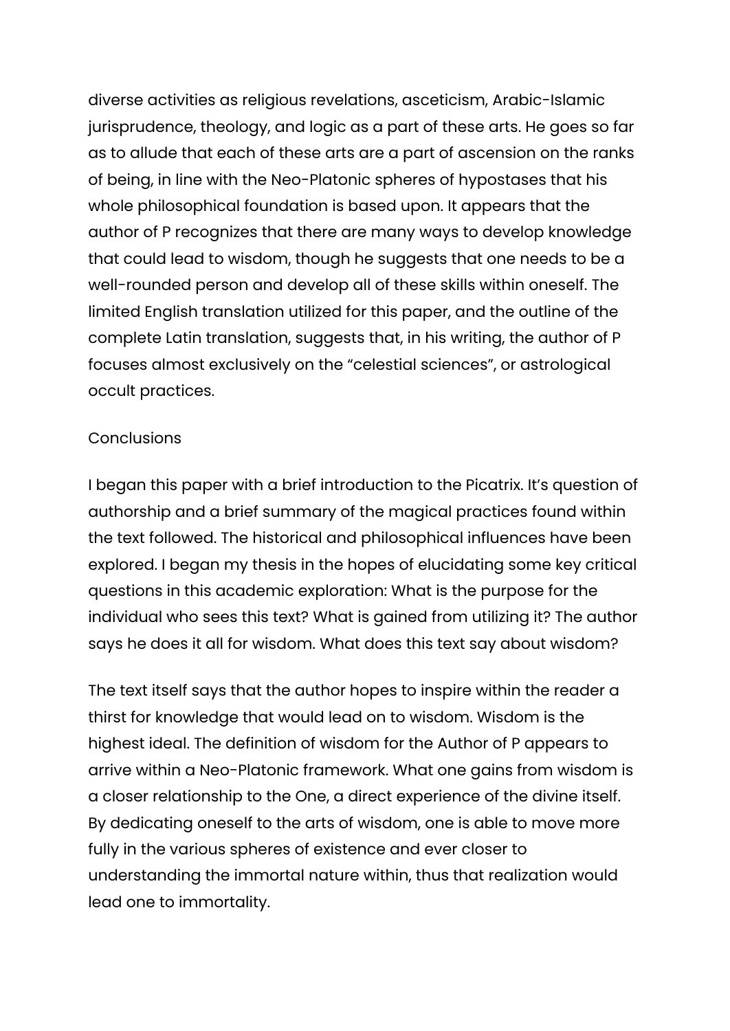diverse activities as religious revelations, asceticism, Arabic-Islamic jurisprudence, theology, and logic as a part of these arts. He goes so far as to allude that each of these arts are a part of ascension on the ranks of being, in line with the Neo-Platonic spheres of hypostases that his whole philosophical foundation is based upon. It appears that the author of P recognizes that there are many ways to develop knowledge that could lead to wisdom, though he suggests that one needs to be a well-rounded person and develop all of these skills within oneself. The limited English translation utilized for this paper, and the outline of the complete Latin translation, suggests that, in his writing, the author of P focuses almost exclusively on the "celestial sciences", or astrological occult practices.

## Conclusions

I began this paper with a brief introduction to the Picatrix. It's question of authorship and a brief summary of the magical practices found within the text followed. The historical and philosophical influences have been explored. I began my thesis in the hopes of elucidating some key critical questions in this academic exploration: What is the purpose for the individual who sees this text? What is gained from utilizing it? The author says he does it all for wisdom. What does this text say about wisdom?

The text itself says that the author hopes to inspire within the reader a thirst for knowledge that would lead on to wisdom. Wisdom is the highest ideal. The definition of wisdom for the Author of P appears to arrive within a Neo-Platonic framework. What one gains from wisdom is a closer relationship to the One, a direct experience of the divine itself. By dedicating oneself to the arts of wisdom, one is able to move more fully in the various spheres of existence and ever closer to understanding the immortal nature within, thus that realization would lead one to immortality.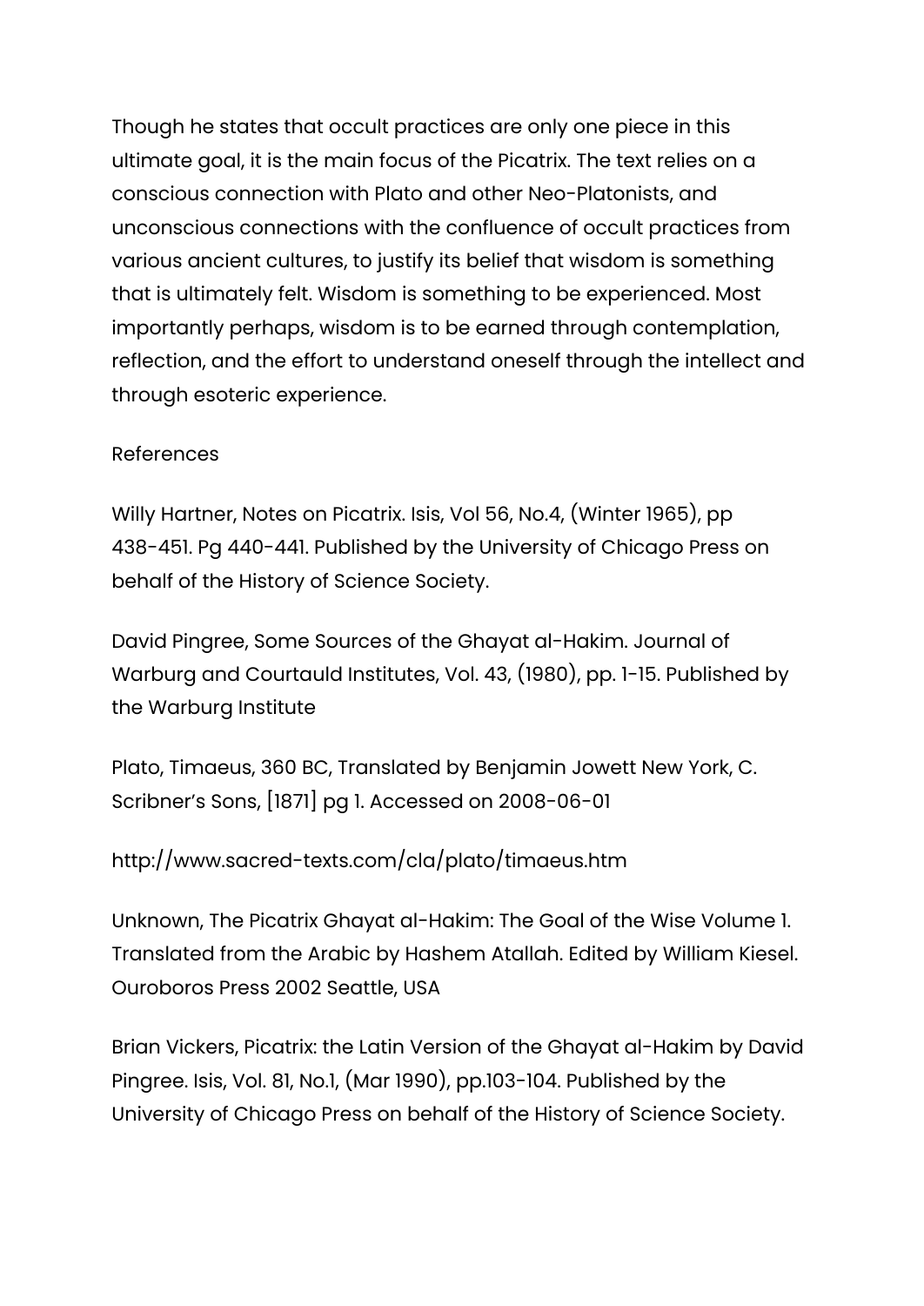Though he states that occult practices are only one piece in this ultimate goal, it is the main focus of the Picatrix. The text relies on a conscious connection with Plato and other Neo-Platonists, and unconscious connections with the confluence of occult practices from various ancient cultures, to justify its belief that wisdom is something that is ultimately felt. Wisdom is something to be experienced. Most importantly perhaps, wisdom is to be earned through contemplation, reflection, and the effort to understand oneself through the intellect and through esoteric experience.

References

Willy Hartner, Notes on Picatrix. Isis, Vol 56, No.4, (Winter 1965), pp 438-451. Pg 440-441. Published by the University of Chicago Press on behalf of the History of Science Society.

David Pingree, Some Sources of the Ghayat al-Hakim. Journal of Warburg and Courtauld Institutes, Vol. 43, (1980), pp. 1-15. Published by the Warburg Institute

Plato, Timaeus, 360 BC, Translated by Benjamin Jowett New York, C. Scribner's Sons, [1871] pg 1. Accessed on 2008-06-01

http://www.sacred-texts.com/cla/plato/timaeus.htm

Unknown, The Picatrix Ghayat al-Hakim: The Goal of the Wise Volume 1. Translated from the Arabic by Hashem Atallah. Edited by William Kiesel. Ouroboros Press 2002 Seattle, USA

Brian Vickers, Picatrix: the Latin Version of the Ghayat al-Hakim by David Pingree. Isis, Vol. 81, No.1, (Mar 1990), pp.103-104. Published by the University of Chicago Press on behalf of the History of Science Society.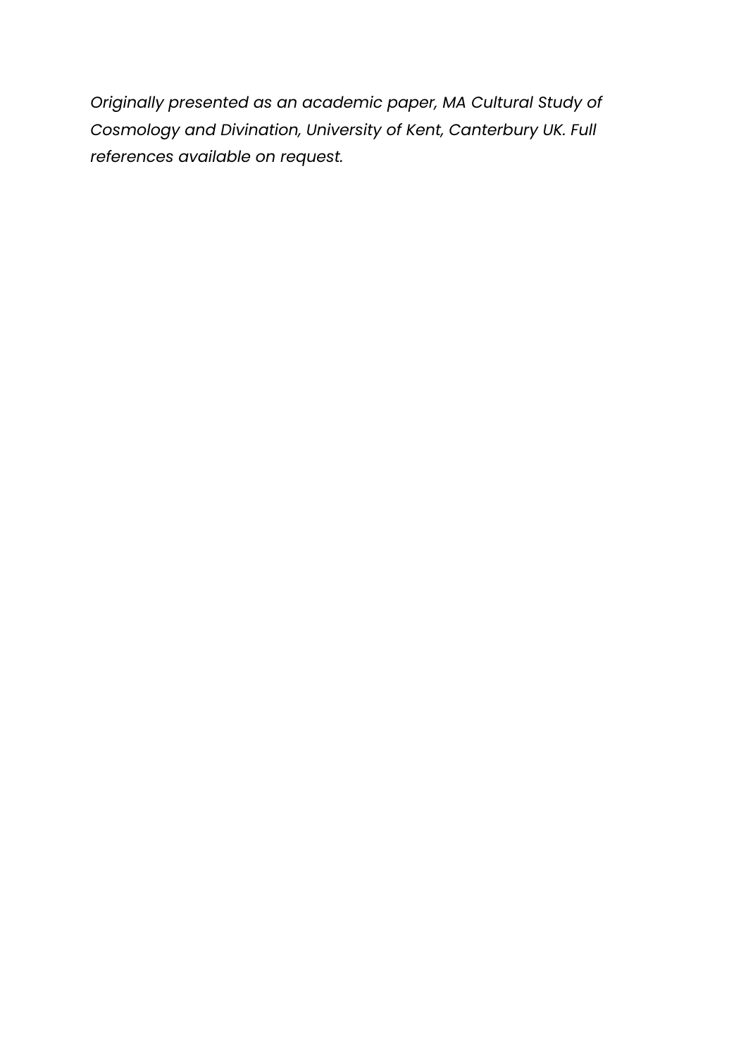*Originally presented as an academic paper, MA Cultural Study of Cosmology and Divination, University of Kent, Canterbury UK. Full references available on request.*